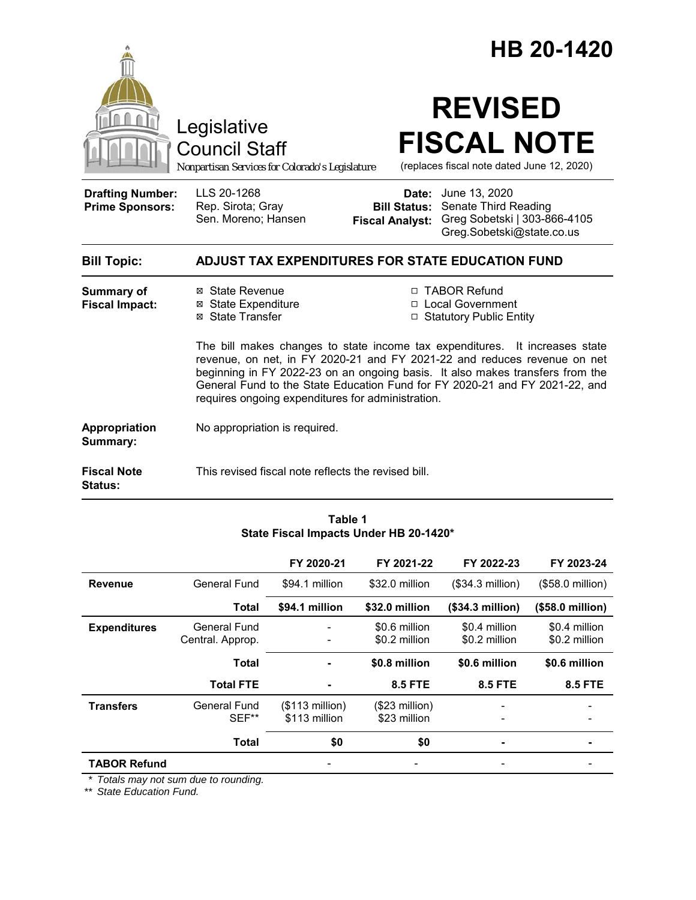# HB 20-1420

Legislative Council Staff

*Nonpartisan Services for Colorado's Legislature*

# REVISED FISCAL NOTE

(replaces fiscal note dated June 12, 2020)

| | | | |
|---|---|---|---|
| **Drafting Number:** | LLS 20-1268 | **Date:** | June 13, 2020 |
| **Prime Sponsors:** | Rep. Sirota; Gray<br>Sen. Moreno; Hansen | **Bill Status:** | Senate Third Reading |
| | | **Fiscal Analyst:** | Greg Sobetski \| 303-866-4105<br>Greg.Sobetski@state.co.us |

## Bill Topic: ADJUST TAX EXPENDITURES FOR STATE EDUCATION FUND

**Summary of Fiscal Impact:**

- ☒ State Revenue
- ☒ State Expenditure
- ☒ State Transfer
- ☐ TABOR Refund
- ☐ Local Government
- ☐ Statutory Public Entity

The bill makes changes to state income tax expenditures. It increases state revenue, on net, in FY 2020-21 and FY 2021-22 and reduces revenue on net beginning in FY 2022-23 on an ongoing basis. It also makes transfers from the General Fund to the State Education Fund for FY 2020-21 and FY 2021-22, and requires ongoing expenditures for administration.

**Appropriation Summary:** No appropriation is required.

**Fiscal Note Status:** This revised fiscal note reflects the revised bill.

**Table 1**
**State Fiscal Impacts Under HB 20-1420***

| | | FY 2020-21 | FY 2021-22 | FY 2022-23 | FY 2023-24 |
|---|---|---|---|---|---|
| **Revenue** | General Fund | $94.1 million | $32.0 million | ($34.3 million) | ($58.0 million) |
| | **Total** | **$94.1 million** | **$32.0 million** | **($34.3 million)** | **($58.0 million)** |
| **Expenditures** | General Fund<br>Central. Approp. | -<br>- | $0.6 million<br>$0.2 million | $0.4 million<br>$0.2 million | $0.4 million<br>$0.2 million |
| | **Total** | **-** | **$0.8 million** | **$0.6 million** | **$0.6 million** |
| | **Total FTE** | **-** | **8.5 FTE** | **8.5 FTE** | **8.5 FTE** |
| **Transfers** | General Fund<br>SEF** | ($113 million)<br>$113 million | ($23 million)<br>$23 million | -<br>- | -<br>- |
| | **Total** | **$0** | **$0** | **-** | **-** |
| **TABOR Refund** | | - | - | - | - |

\* *Totals may not sum due to rounding.*

\*\* *State Education Fund.*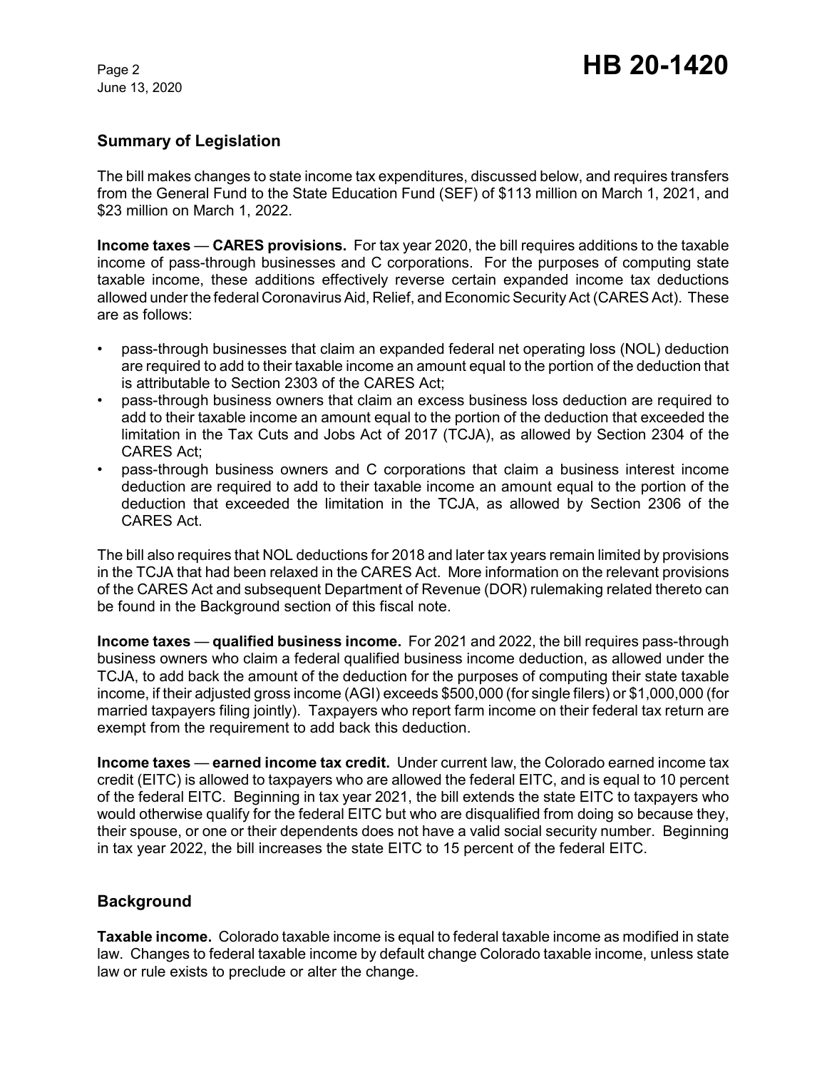## Summary of Legislation

The bill makes changes to state income tax expenditures, discussed below, and requires transfers from the General Fund to the State Education Fund (SEF) of $113 million on March 1, 2021, and $23 million on March 1, 2022.

**Income taxes** — **CARES provisions.** For tax year 2020, the bill requires additions to the taxable income of pass-through businesses and C corporations. For the purposes of computing state taxable income, these additions effectively reverse certain expanded income tax deductions allowed under the federal Coronavirus Aid, Relief, and Economic Security Act (CARES Act). These are as follows:

- pass-through businesses that claim an expanded federal net operating loss (NOL) deduction are required to add to their taxable income an amount equal to the portion of the deduction that is attributable to Section 2303 of the CARES Act;
- pass-through business owners that claim an excess business loss deduction are required to add to their taxable income an amount equal to the portion of the deduction that exceeded the limitation in the Tax Cuts and Jobs Act of 2017 (TCJA), as allowed by Section 2304 of the CARES Act;
- pass-through business owners and C corporations that claim a business interest income deduction are required to add to their taxable income an amount equal to the portion of the deduction that exceeded the limitation in the TCJA, as allowed by Section 2306 of the CARES Act.

The bill also requires that NOL deductions for 2018 and later tax years remain limited by provisions in the TCJA that had been relaxed in the CARES Act. More information on the relevant provisions of the CARES Act and subsequent Department of Revenue (DOR) rulemaking related thereto can be found in the Background section of this fiscal note.

**Income taxes** — **qualified business income.** For 2021 and 2022, the bill requires pass-through business owners who claim a federal qualified business income deduction, as allowed under the TCJA, to add back the amount of the deduction for the purposes of computing their state taxable income, if their adjusted gross income (AGI) exceeds $500,000 (for single filers) or $1,000,000 (for married taxpayers filing jointly). Taxpayers who report farm income on their federal tax return are exempt from the requirement to add back this deduction.

**Income taxes** — **earned income tax credit.** Under current law, the Colorado earned income tax credit (EITC) is allowed to taxpayers who are allowed the federal EITC, and is equal to 10 percent of the federal EITC. Beginning in tax year 2021, the bill extends the state EITC to taxpayers who would otherwise qualify for the federal EITC but who are disqualified from doing so because they, their spouse, or one or their dependents does not have a valid social security number. Beginning in tax year 2022, the bill increases the state EITC to 15 percent of the federal EITC.

## Background

**Taxable income.** Colorado taxable income is equal to federal taxable income as modified in state law. Changes to federal taxable income by default change Colorado taxable income, unless state law or rule exists to preclude or alter the change.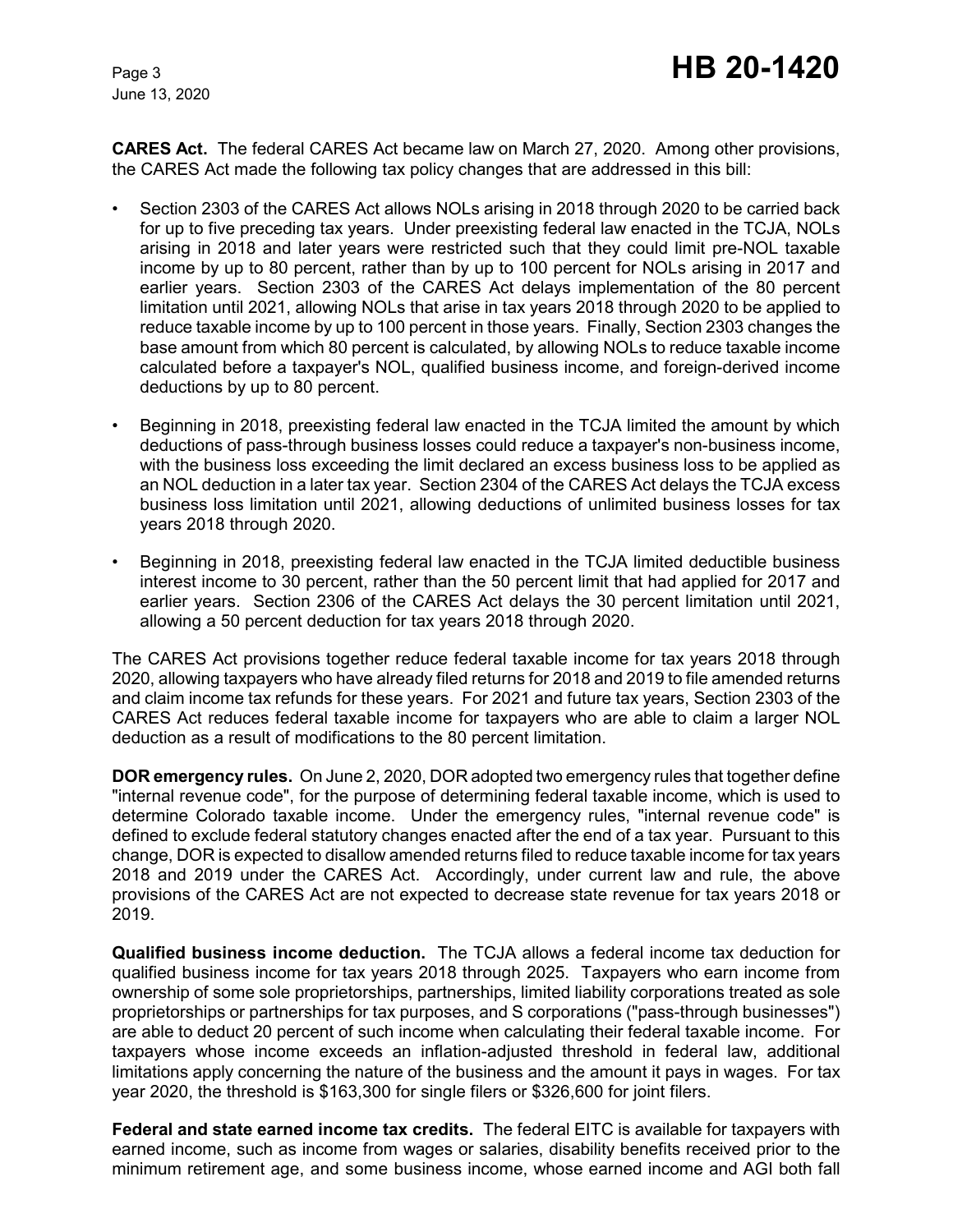**CARES Act.** The federal CARES Act became law on March 27, 2020. Among other provisions, the CARES Act made the following tax policy changes that are addressed in this bill:

- Section 2303 of the CARES Act allows NOLs arising in 2018 through 2020 to be carried back for up to five preceding tax years. Under preexisting federal law enacted in the TCJA, NOLs arising in 2018 and later years were restricted such that they could limit pre-NOL taxable income by up to 80 percent, rather than by up to 100 percent for NOLs arising in 2017 and earlier years. Section 2303 of the CARES Act delays implementation of the 80 percent limitation until 2021, allowing NOLs that arise in tax years 2018 through 2020 to be applied to reduce taxable income by up to 100 percent in those years. Finally, Section 2303 changes the base amount from which 80 percent is calculated, by allowing NOLs to reduce taxable income calculated before a taxpayer's NOL, qualified business income, and foreign-derived income deductions by up to 80 percent.
- Beginning in 2018, preexisting federal law enacted in the TCJA limited the amount by which deductions of pass-through business losses could reduce a taxpayer's non-business income, with the business loss exceeding the limit declared an excess business loss to be applied as an NOL deduction in a later tax year. Section 2304 of the CARES Act delays the TCJA excess business loss limitation until 2021, allowing deductions of unlimited business losses for tax years 2018 through 2020.
- Beginning in 2018, preexisting federal law enacted in the TCJA limited deductible business interest income to 30 percent, rather than the 50 percent limit that had applied for 2017 and earlier years. Section 2306 of the CARES Act delays the 30 percent limitation until 2021, allowing a 50 percent deduction for tax years 2018 through 2020.

The CARES Act provisions together reduce federal taxable income for tax years 2018 through 2020, allowing taxpayers who have already filed returns for 2018 and 2019 to file amended returns and claim income tax refunds for these years. For 2021 and future tax years, Section 2303 of the CARES Act reduces federal taxable income for taxpayers who are able to claim a larger NOL deduction as a result of modifications to the 80 percent limitation.

**DOR emergency rules.** On June 2, 2020, DOR adopted two emergency rules that together define "internal revenue code", for the purpose of determining federal taxable income, which is used to determine Colorado taxable income. Under the emergency rules, "internal revenue code" is defined to exclude federal statutory changes enacted after the end of a tax year. Pursuant to this change, DOR is expected to disallow amended returns filed to reduce taxable income for tax years 2018 and 2019 under the CARES Act. Accordingly, under current law and rule, the above provisions of the CARES Act are not expected to decrease state revenue for tax years 2018 or 2019.

**Qualified business income deduction.** The TCJA allows a federal income tax deduction for qualified business income for tax years 2018 through 2025. Taxpayers who earn income from ownership of some sole proprietorships, partnerships, limited liability corporations treated as sole proprietorships or partnerships for tax purposes, and S corporations ("pass-through businesses") are able to deduct 20 percent of such income when calculating their federal taxable income. For taxpayers whose income exceeds an inflation-adjusted threshold in federal law, additional limitations apply concerning the nature of the business and the amount it pays in wages. For tax year 2020, the threshold is $163,300 for single filers or $326,600 for joint filers.

**Federal and state earned income tax credits.** The federal EITC is available for taxpayers with earned income, such as income from wages or salaries, disability benefits received prior to the minimum retirement age, and some business income, whose earned income and AGI both fall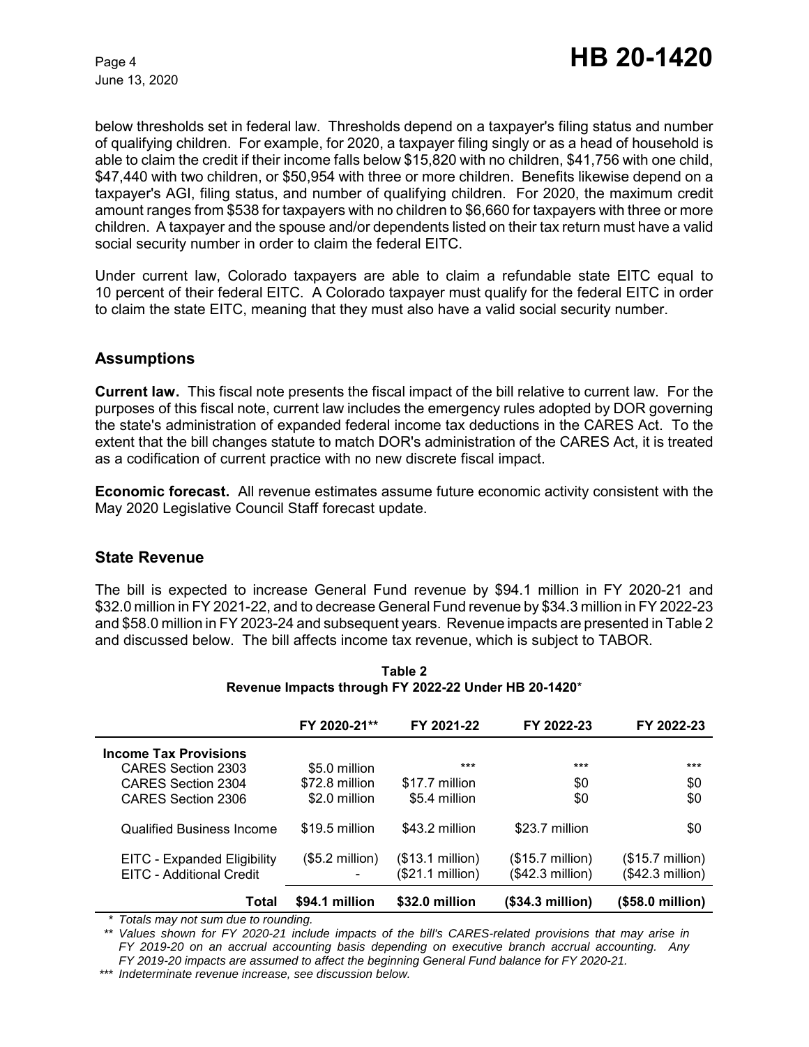below thresholds set in federal law. Thresholds depend on a taxpayer's filing status and number of qualifying children. For example, for 2020, a taxpayer filing singly or as a head of household is able to claim the credit if their income falls below $15,820 with no children, $41,756 with one child, $47,440 with two children, or $50,954 with three or more children. Benefits likewise depend on a taxpayer's AGI, filing status, and number of qualifying children. For 2020, the maximum credit amount ranges from $538 for taxpayers with no children to $6,660 for taxpayers with three or more children. A taxpayer and the spouse and/or dependents listed on their tax return must have a valid social security number in order to claim the federal EITC.

Under current law, Colorado taxpayers are able to claim a refundable state EITC equal to 10 percent of their federal EITC. A Colorado taxpayer must qualify for the federal EITC in order to claim the state EITC, meaning that they must also have a valid social security number.

## Assumptions

**Current law.** This fiscal note presents the fiscal impact of the bill relative to current law. For the purposes of this fiscal note, current law includes the emergency rules adopted by DOR governing the state's administration of expanded federal income tax deductions in the CARES Act. To the extent that the bill changes statute to match DOR's administration of the CARES Act, it is treated as a codification of current practice with no new discrete fiscal impact.

**Economic forecast.** All revenue estimates assume future economic activity consistent with the May 2020 Legislative Council Staff forecast update.

## State Revenue

The bill is expected to increase General Fund revenue by $94.1 million in FY 2020-21 and $32.0 million in FY 2021-22, and to decrease General Fund revenue by $34.3 million in FY 2022-23 and $58.0 million in FY 2023-24 and subsequent years. Revenue impacts are presented in Table 2 and discussed below. The bill affects income tax revenue, which is subject to TABOR.

**Table 2**
**Revenue Impacts through FY 2022-22 Under HB 20-1420***

| | FY 2020-21** | FY 2021-22 | FY 2022-23 | FY 2022-23 |
|---|---|---|---|---|
| **Income Tax Provisions** | | | | |
| CARES Section 2303 | $5.0 million | *** | *** | *** |
| CARES Section 2304 | $72.8 million | $17.7 million | $0 | $0 |
| CARES Section 2306 | $2.0 million | $5.4 million | $0 | $0 |
| Qualified Business Income | $19.5 million | $43.2 million | $23.7 million | $0 |
| EITC - Expanded Eligibility | ($5.2 million) | ($13.1 million) | ($15.7 million) | ($15.7 million) |
| EITC - Additional Credit | - | ($21.1 million) | ($42.3 million) | ($42.3 million) |
| **Total** | **$94.1 million** | **$32.0 million** | **($34.3 million)** | **($58.0 million)** |

*\* Totals may not sum due to rounding.*

*\*\* Values shown for FY 2020-21 include impacts of the bill's CARES-related provisions that may arise in FY 2019-20 on an accrual accounting basis depending on executive branch accrual accounting. Any FY 2019-20 impacts are assumed to affect the beginning General Fund balance for FY 2020-21.*

*\*\*\* Indeterminate revenue increase, see discussion below.*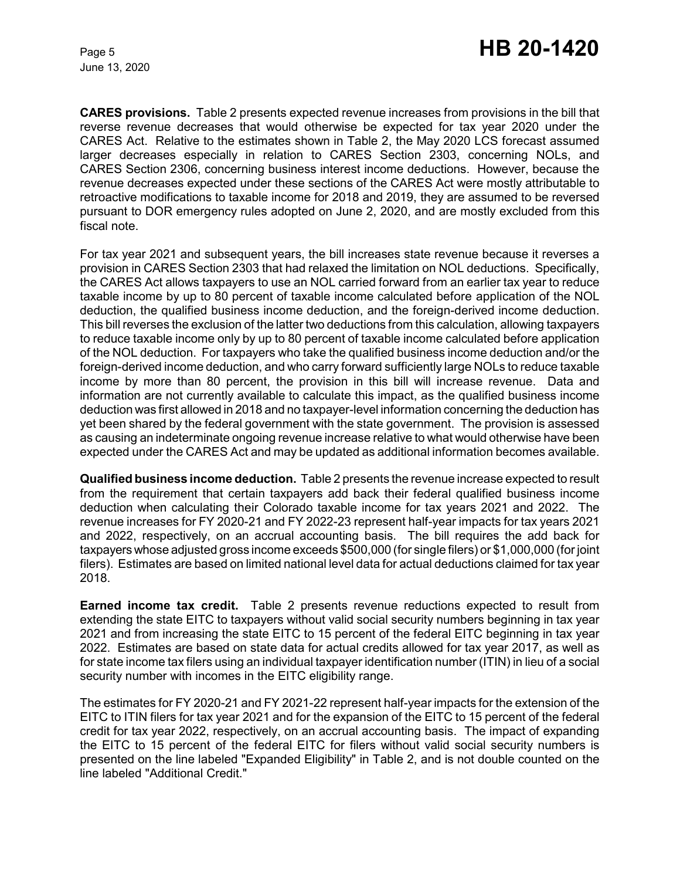**CARES provisions.** Table 2 presents expected revenue increases from provisions in the bill that reverse revenue decreases that would otherwise be expected for tax year 2020 under the CARES Act. Relative to the estimates shown in Table 2, the May 2020 LCS forecast assumed larger decreases especially in relation to CARES Section 2303, concerning NOLs, and CARES Section 2306, concerning business interest income deductions. However, because the revenue decreases expected under these sections of the CARES Act were mostly attributable to retroactive modifications to taxable income for 2018 and 2019, they are assumed to be reversed pursuant to DOR emergency rules adopted on June 2, 2020, and are mostly excluded from this fiscal note.

For tax year 2021 and subsequent years, the bill increases state revenue because it reverses a provision in CARES Section 2303 that had relaxed the limitation on NOL deductions. Specifically, the CARES Act allows taxpayers to use an NOL carried forward from an earlier tax year to reduce taxable income by up to 80 percent of taxable income calculated before application of the NOL deduction, the qualified business income deduction, and the foreign-derived income deduction. This bill reverses the exclusion of the latter two deductions from this calculation, allowing taxpayers to reduce taxable income only by up to 80 percent of taxable income calculated before application of the NOL deduction. For taxpayers who take the qualified business income deduction and/or the foreign-derived income deduction, and who carry forward sufficiently large NOLs to reduce taxable income by more than 80 percent, the provision in this bill will increase revenue. Data and information are not currently available to calculate this impact, as the qualified business income deduction was first allowed in 2018 and no taxpayer-level information concerning the deduction has yet been shared by the federal government with the state government. The provision is assessed as causing an indeterminate ongoing revenue increase relative to what would otherwise have been expected under the CARES Act and may be updated as additional information becomes available.

**Qualified business income deduction.** Table 2 presents the revenue increase expected to result from the requirement that certain taxpayers add back their federal qualified business income deduction when calculating their Colorado taxable income for tax years 2021 and 2022. The revenue increases for FY 2020-21 and FY 2022-23 represent half-year impacts for tax years 2021 and 2022, respectively, on an accrual accounting basis. The bill requires the add back for taxpayers whose adjusted gross income exceeds $500,000 (for single filers) or $1,000,000 (for joint filers). Estimates are based on limited national level data for actual deductions claimed for tax year 2018.

**Earned income tax credit.** Table 2 presents revenue reductions expected to result from extending the state EITC to taxpayers without valid social security numbers beginning in tax year 2021 and from increasing the state EITC to 15 percent of the federal EITC beginning in tax year 2022. Estimates are based on state data for actual credits allowed for tax year 2017, as well as for state income tax filers using an individual taxpayer identification number (ITIN) in lieu of a social security number with incomes in the EITC eligibility range.

The estimates for FY 2020-21 and FY 2021-22 represent half-year impacts for the extension of the EITC to ITIN filers for tax year 2021 and for the expansion of the EITC to 15 percent of the federal credit for tax year 2022, respectively, on an accrual accounting basis. The impact of expanding the EITC to 15 percent of the federal EITC for filers without valid social security numbers is presented on the line labeled "Expanded Eligibility" in Table 2, and is not double counted on the line labeled "Additional Credit."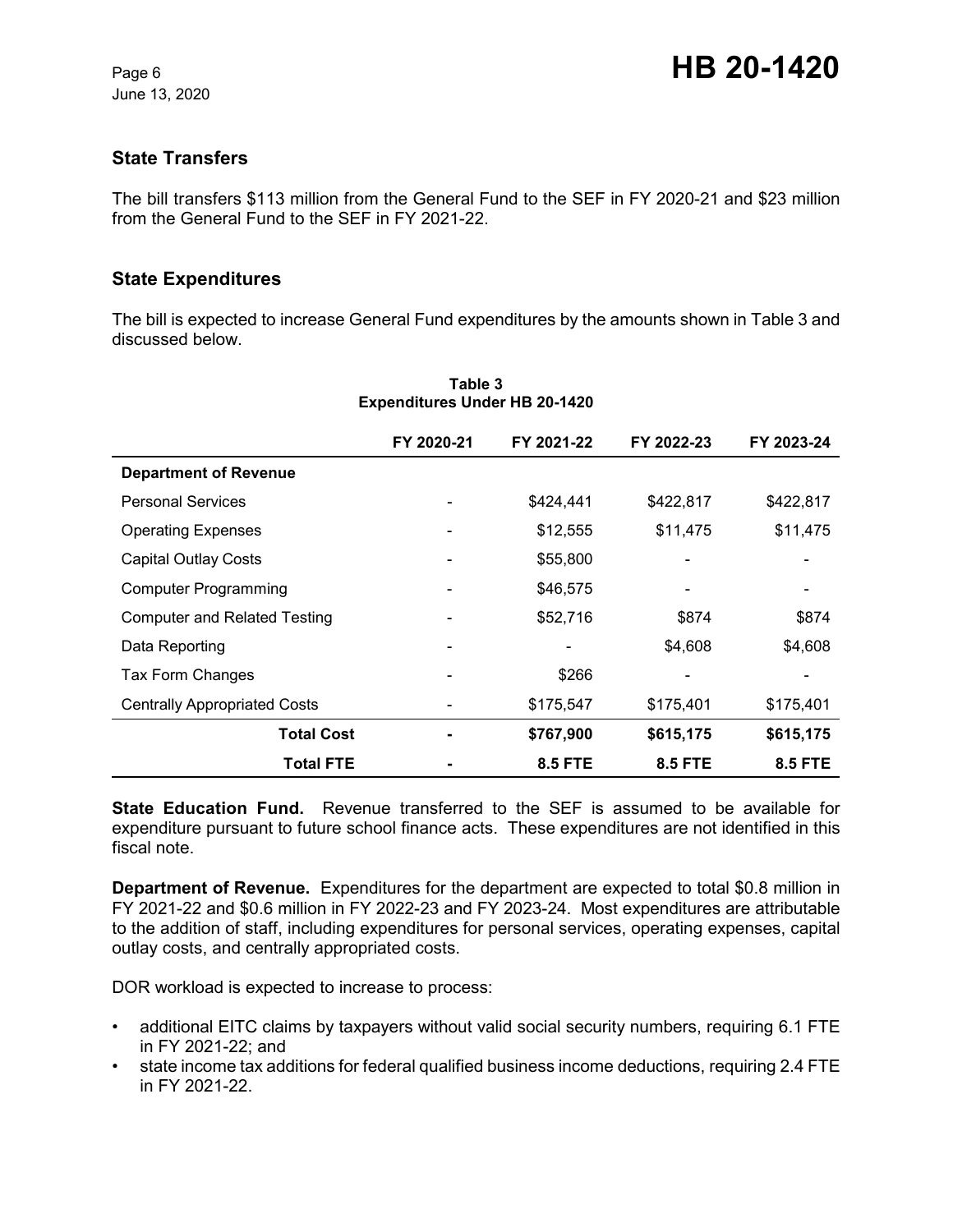## State Transfers

The bill transfers $113 million from the General Fund to the SEF in FY 2020-21 and $23 million from the General Fund to the SEF in FY 2021-22.

## State Expenditures

The bill is expected to increase General Fund expenditures by the amounts shown in Table 3 and discussed below.

**Table 3**
**Expenditures Under HB 20-1420**

| | FY 2020-21 | FY 2021-22 | FY 2022-23 | FY 2023-24 |
|---|---|---|---|---|
| **Department of Revenue** | | | | |
| Personal Services | - | $424,441 | $422,817 | $422,817 |
| Operating Expenses | - | $12,555 | $11,475 | $11,475 |
| Capital Outlay Costs | - | $55,800 | - | - |
| Computer Programming | - | $46,575 | - | - |
| Computer and Related Testing | - | $52,716 | $874 | $874 |
| Data Reporting | - | - | $4,608 | $4,608 |
| Tax Form Changes | - | $266 | - | - |
| Centrally Appropriated Costs | - | $175,547 | $175,401 | $175,401 |
| **Total Cost** | **-** | **$767,900** | **$615,175** | **$615,175** |
| **Total FTE** | **-** | **8.5 FTE** | **8.5 FTE** | **8.5 FTE** |

**State Education Fund.** Revenue transferred to the SEF is assumed to be available for expenditure pursuant to future school finance acts. These expenditures are not identified in this fiscal note.

**Department of Revenue.** Expenditures for the department are expected to total $0.8 million in FY 2021-22 and $0.6 million in FY 2022-23 and FY 2023-24. Most expenditures are attributable to the addition of staff, including expenditures for personal services, operating expenses, capital outlay costs, and centrally appropriated costs.

DOR workload is expected to increase to process:

- additional EITC claims by taxpayers without valid social security numbers, requiring 6.1 FTE in FY 2021-22; and
- state income tax additions for federal qualified business income deductions, requiring 2.4 FTE in FY 2021-22.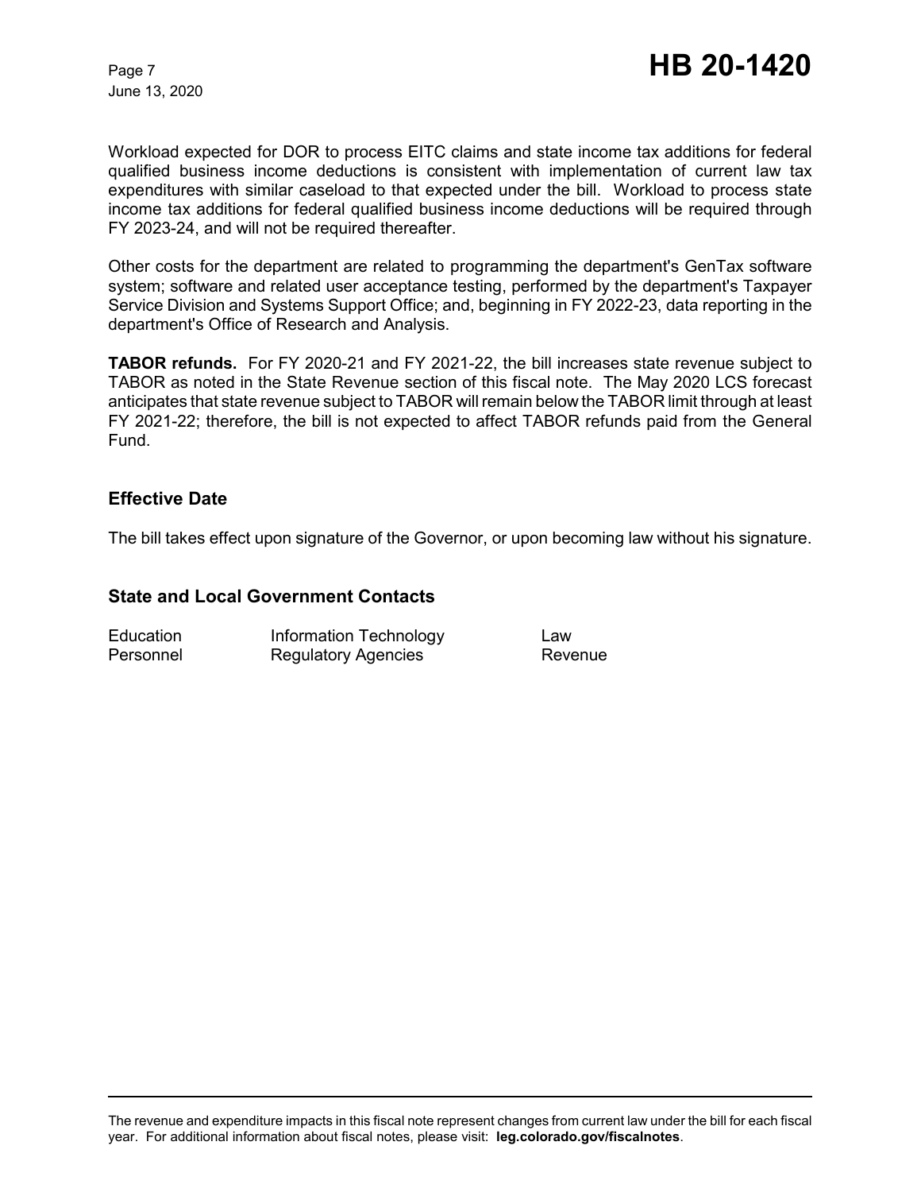Workload expected for DOR to process EITC claims and state income tax additions for federal qualified business income deductions is consistent with implementation of current law tax expenditures with similar caseload to that expected under the bill. Workload to process state income tax additions for federal qualified business income deductions will be required through FY 2023-24, and will not be required thereafter.

Other costs for the department are related to programming the department's GenTax software system; software and related user acceptance testing, performed by the department's Taxpayer Service Division and Systems Support Office; and, beginning in FY 2022-23, data reporting in the department's Office of Research and Analysis.

**TABOR refunds.** For FY 2020-21 and FY 2021-22, the bill increases state revenue subject to TABOR as noted in the State Revenue section of this fiscal note. The May 2020 LCS forecast anticipates that state revenue subject to TABOR will remain below the TABOR limit through at least FY 2021-22; therefore, the bill is not expected to affect TABOR refunds paid from the General Fund.

## Effective Date

The bill takes effect upon signature of the Governor, or upon becoming law without his signature.

## State and Local Government Contacts

| | | |
|---|---|---|
| Education | Information Technology | Law |
| Personnel | Regulatory Agencies | Revenue |

The revenue and expenditure impacts in this fiscal note represent changes from current law under the bill for each fiscal year. For additional information about fiscal notes, please visit: **leg.colorado.gov/fiscalnotes**.